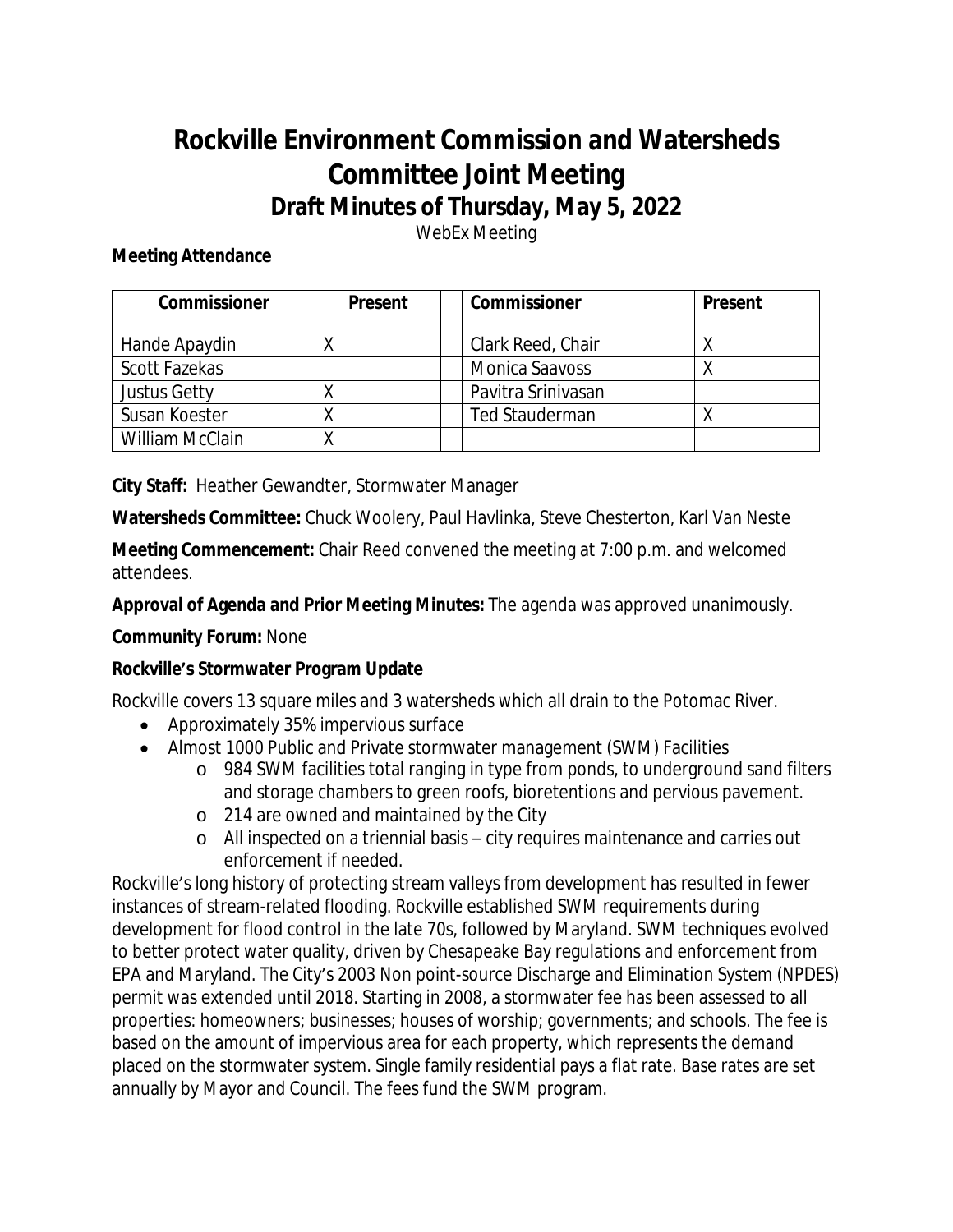# Rockville Environment Commission and Watersheds Committee Joint Meeting

## Draft Minutes of Thursday, May 5, 2022

WebEx Meeting

**Meeting Attendance**

| Commissioner | Present | | Commissioner | Present |
|---|---|---|---|---|
| Hande Apaydin | X | | Clark Reed, Chair | X |
| Scott Fazekas | | | Monica Saavoss | X |
| Justus Getty | X | | Pavitra Srinivasan | |
| Susan Koester | X | | Ted Stauderman | X |
| William McClain | X | | | |

**City Staff:** Heather Gewandter, Stormwater Manager

**Watersheds Committee:** Chuck Woolery, Paul Havlinka, Steve Chesterton, Karl Van Neste

**Meeting Commencement:** Chair Reed convened the meeting at 7:00 p.m. and welcomed attendees.

**Approval of Agenda and Prior Meeting Minutes:** The agenda was approved unanimously.

**Community Forum:** None

**Rockville's Stormwater Program Update**

Rockville covers 13 square miles and 3 watersheds which all drain to the Potomac River.

- Approximately 35% impervious surface
- Almost 1000 Public and Private stormwater management (SWM) Facilities
  - 984 SWM facilities total ranging in type from ponds, to underground sand filters and storage chambers to green roofs, bioretentions and pervious pavement.
  - 214 are owned and maintained by the City
  - All inspected on a triennial basis – city requires maintenance and carries out enforcement if needed.

Rockville's long history of protecting stream valleys from development has resulted in fewer instances of stream-related flooding. Rockville established SWM requirements during development for flood control in the late 70s, followed by Maryland. SWM techniques evolved to better protect water quality, driven by Chesapeake Bay regulations and enforcement from EPA and Maryland. The City's 2003 Non point-source Discharge and Elimination System (NPDES) permit was extended until 2018. Starting in 2008, a stormwater fee has been assessed to all properties: homeowners; businesses; houses of worship; governments; and schools. The fee is based on the amount of impervious area for each property, which represents the demand placed on the stormwater system. Single family residential pays a flat rate. Base rates are set annually by Mayor and Council. The fees fund the SWM program.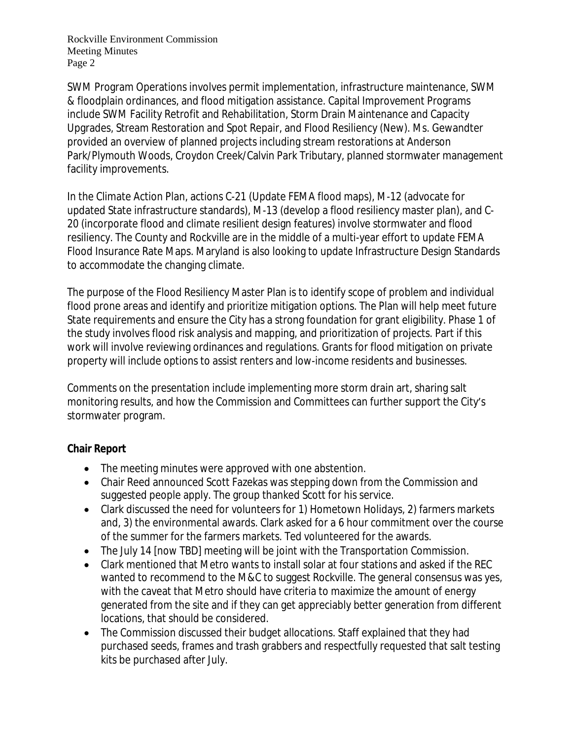SWM Program Operations involves permit implementation, infrastructure maintenance, SWM & floodplain ordinances, and flood mitigation assistance. Capital Improvement Programs include SWM Facility Retrofit and Rehabilitation, Storm Drain Maintenance and Capacity Upgrades, Stream Restoration and Spot Repair, and Flood Resiliency (New). Ms. Gewandter provided an overview of planned projects including stream restorations at Anderson Park/Plymouth Woods, Croydon Creek/Calvin Park Tributary, planned stormwater management facility improvements.

In the Climate Action Plan, actions C-21 (Update FEMA flood maps), M-12 (advocate for updated State infrastructure standards), M-13 (develop a flood resiliency master plan), and C-20 (incorporate flood and climate resilient design features) involve stormwater and flood resiliency. The County and Rockville are in the middle of a multi-year effort to update FEMA Flood Insurance Rate Maps. Maryland is also looking to update Infrastructure Design Standards to accommodate the changing climate.

The purpose of the Flood Resiliency Master Plan is to identify scope of problem and individual flood prone areas and identify and prioritize mitigation options. The Plan will help meet future State requirements and ensure the City has a strong foundation for grant eligibility. Phase 1 of the study involves flood risk analysis and mapping, and prioritization of projects. Part if this work will involve reviewing ordinances and regulations. Grants for flood mitigation on private property will include options to assist renters and low-income residents and businesses.

Comments on the presentation include implementing more storm drain art, sharing salt monitoring results, and how the Commission and Committees can further support the City's stormwater program.

**Chair Report**

- The meeting minutes were approved with one abstention.
- Chair Reed announced Scott Fazekas was stepping down from the Commission and suggested people apply. The group thanked Scott for his service.
- Clark discussed the need for volunteers for 1) Hometown Holidays, 2) farmers markets and, 3) the environmental awards. Clark asked for a 6 hour commitment over the course of the summer for the farmers markets. Ted volunteered for the awards.
- The July 14 [now TBD] meeting will be joint with the Transportation Commission.
- Clark mentioned that Metro wants to install solar at four stations and asked if the REC wanted to recommend to the M&C to suggest Rockville. The general consensus was yes, with the caveat that Metro should have criteria to maximize the amount of energy generated from the site and if they can get appreciably better generation from different locations, that should be considered.
- The Commission discussed their budget allocations. Staff explained that they had purchased seeds, frames and trash grabbers and respectfully requested that salt testing kits be purchased after July.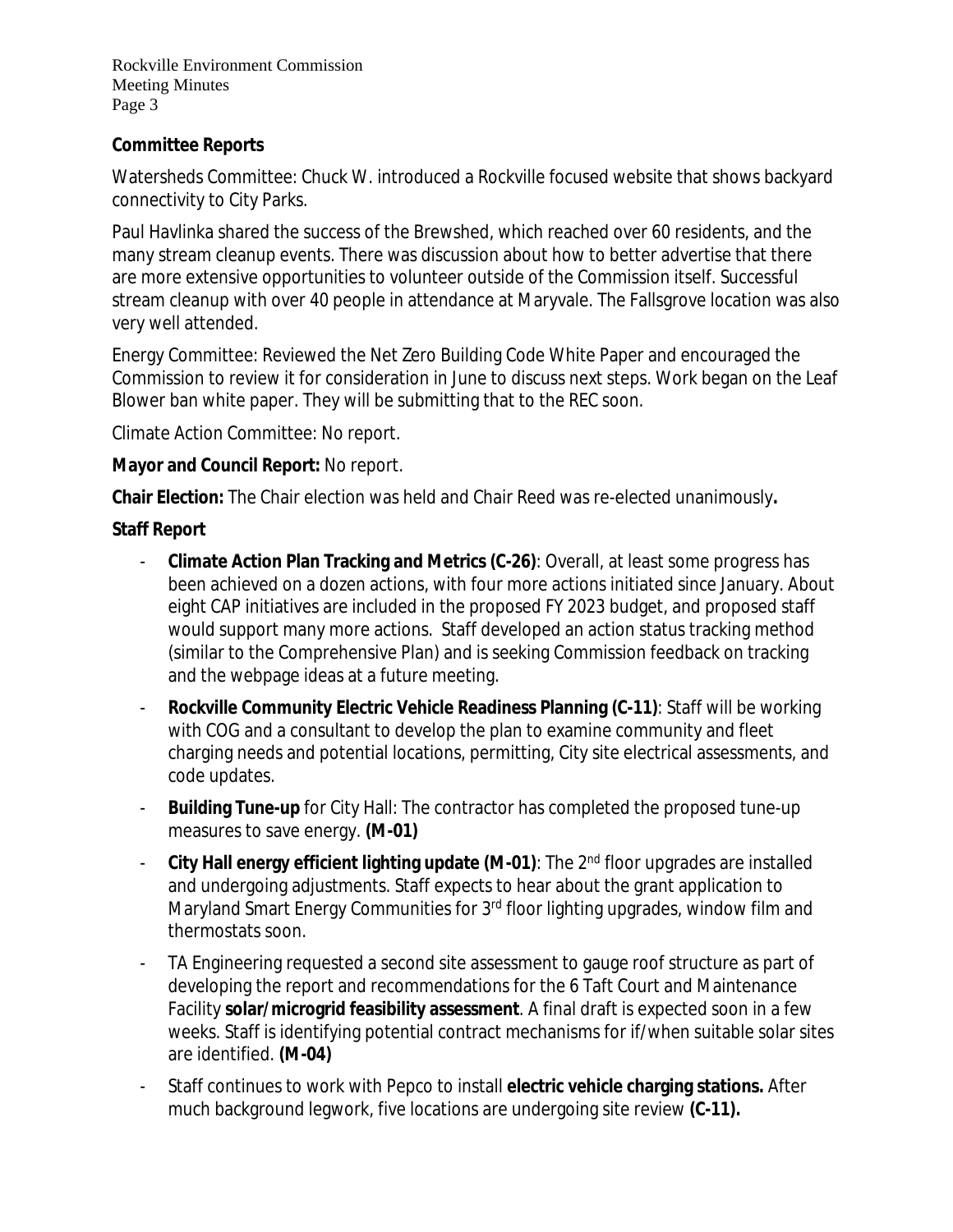**Committee Reports**

Watersheds Committee: Chuck W. introduced a Rockville focused website that shows backyard connectivity to City Parks.

Paul Havlinka shared the success of the Brewshed, which reached over 60 residents, and the many stream cleanup events. There was discussion about how to better advertise that there are more extensive opportunities to volunteer outside of the Commission itself. Successful stream cleanup with over 40 people in attendance at Maryvale. The Fallsgrove location was also very well attended.

Energy Committee: Reviewed the Net Zero Building Code White Paper and encouraged the Commission to review it for consideration in June to discuss next steps. Work began on the Leaf Blower ban white paper. They will be submitting that to the REC soon.

Climate Action Committee: No report.

**Mayor and Council Report:** No report.

**Chair Election:** The Chair election was held and Chair Reed was re-elected unanimously**.**

**Staff Report**

- **Climate Action Plan Tracking and Metrics (C-26)**: Overall, at least some progress has been achieved on a dozen actions, with four more actions initiated since January. About eight CAP initiatives are included in the proposed FY 2023 budget, and proposed staff would support many more actions. Staff developed an action status tracking method (similar to the Comprehensive Plan) and is seeking Commission feedback on tracking and the webpage ideas at a future meeting.
- **Rockville Community Electric Vehicle Readiness Planning (C-11)**: Staff will be working with COG and a consultant to develop the plan to examine community and fleet charging needs and potential locations, permitting, City site electrical assessments, and code updates.
- **Building Tune-up** for City Hall: The contractor has completed the proposed tune-up measures to save energy. **(M-01)**
- **City Hall energy efficient lighting update (M-01)**: The 2nd floor upgrades are installed and undergoing adjustments. Staff expects to hear about the grant application to Maryland Smart Energy Communities for 3rd floor lighting upgrades, window film and thermostats soon.
- TA Engineering requested a second site assessment to gauge roof structure as part of developing the report and recommendations for the 6 Taft Court and Maintenance Facility **solar/microgrid feasibility assessment**. A final draft is expected soon in a few weeks. Staff is identifying potential contract mechanisms for if/when suitable solar sites are identified. **(M-04)**
- Staff continues to work with Pepco to install **electric vehicle charging stations.** After much background legwork, five locations are undergoing site review **(C-11).**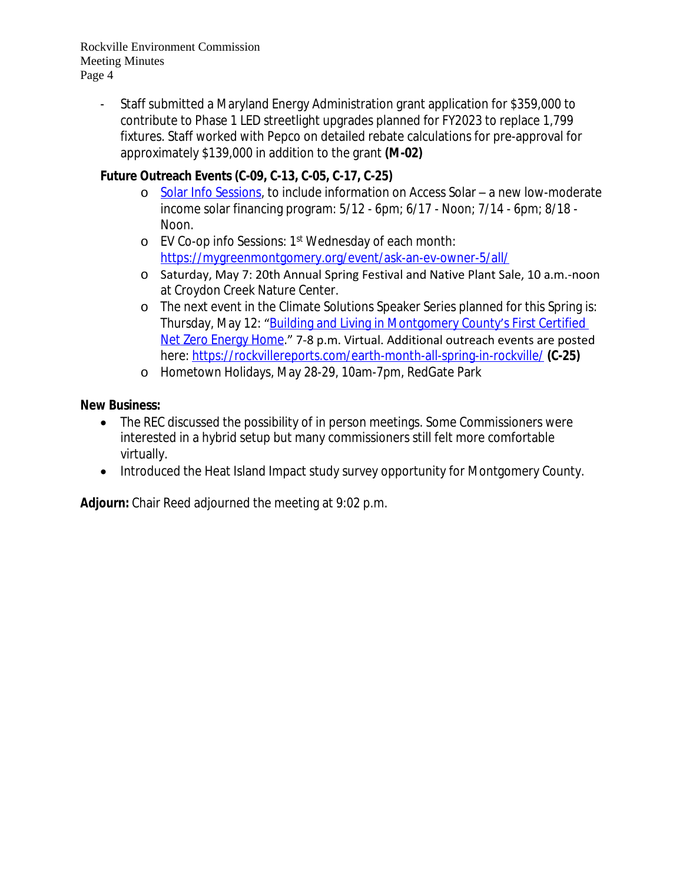- Staff submitted a Maryland Energy Administration grant application for $359,000 to contribute to Phase 1 LED streetlight upgrades planned for FY2023 to replace 1,799 fixtures. Staff worked with Pepco on detailed rebate calculations for pre-approval for approximately $139,000 in addition to the grant **(M-02)**

**Future Outreach Events (C-09, C-13, C-05, C-17, C-25)**

- Solar Info Sessions, to include information on Access Solar – a new low-moderate income solar financing program: 5/12 - 6pm; 6/17 - Noon; 7/14 - 6pm; 8/18 - Noon.
- EV Co-op info Sessions: 1st Wednesday of each month: https://mygreenmontgomery.org/event/ask-an-ev-owner-5/all/
- Saturday, May 7: 20th Annual Spring Festival and Native Plant Sale, 10 a.m.-noon at Croydon Creek Nature Center.
- The next event in the Climate Solutions Speaker Series planned for this Spring is: Thursday, May 12: "Building and Living in Montgomery County's First Certified Net Zero Energy Home." 7-8 p.m. Virtual. Additional outreach events are posted here: https://rockvillereports.com/earth-month-all-spring-in-rockville/ **(C-25)**
- Hometown Holidays, May 28-29, 10am-7pm, RedGate Park

**New Business:**

- The REC discussed the possibility of in person meetings. Some Commissioners were interested in a hybrid setup but many commissioners still felt more comfortable virtually.
- Introduced the Heat Island Impact study survey opportunity for Montgomery County.

**Adjourn:** Chair Reed adjourned the meeting at 9:02 p.m.